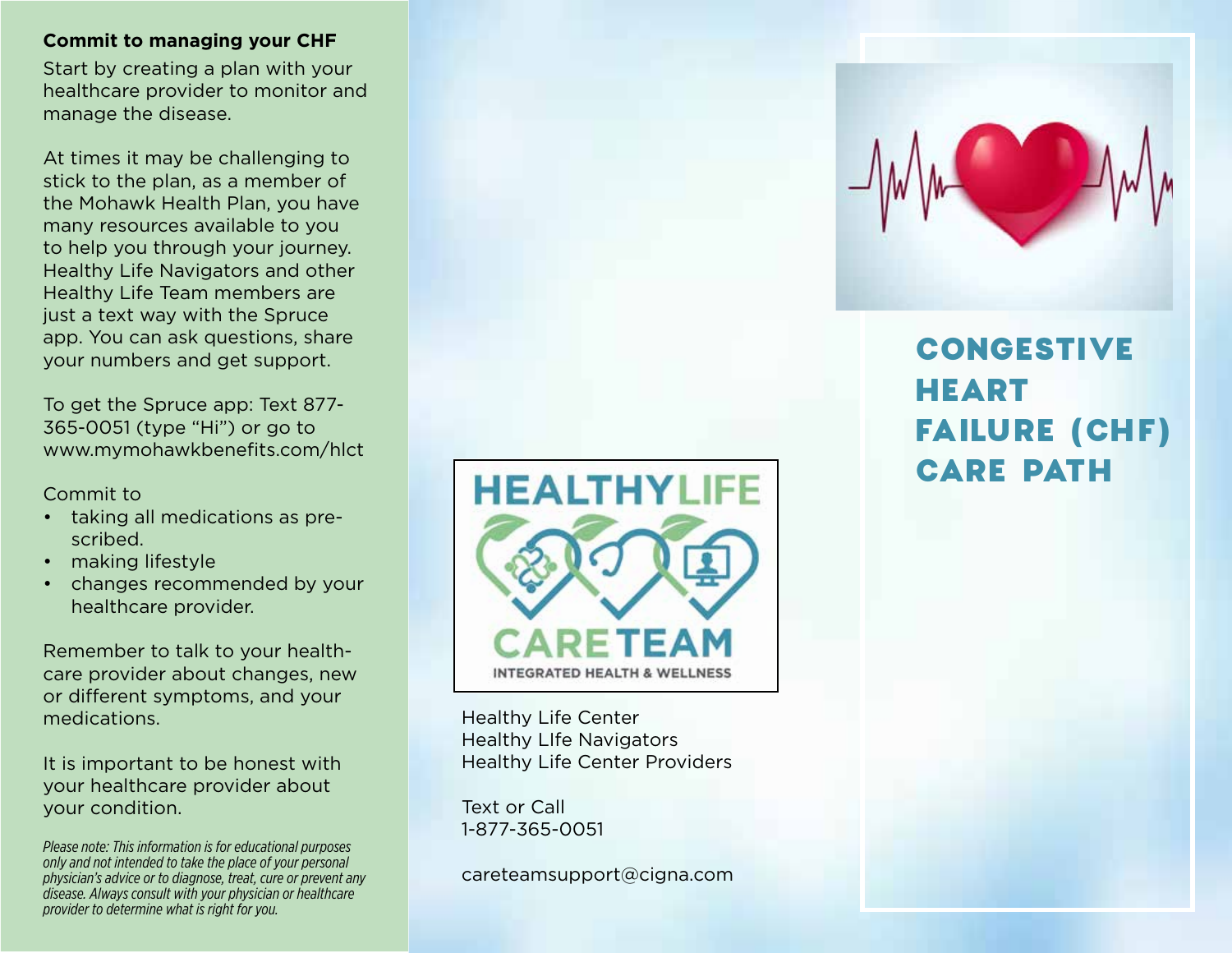**Commit to managing your CHF**

Start by creating a plan with your healthcare provider to monitor and manage the disease.

At times it may be challenging to stick to the plan, as a member of the Mohawk Health Plan, you have many resources available to you to help you through your journey. Healthy Life Navigators and other Healthy Life Team members are just a text way with the Spruce app. You can ask questions, share your numbers and get support.

To get the Spruce app: Text 877-365-0051 (type "Hi") or go to www.mymohawkbenefits.com/hlct

Commit to

- taking all medications as pre-scribed.
- making lifestyle
- changes recommended by your healthcare provider.

Remember to talk to your health-care provider about changes, new or different symptoms, and your medications.

It is important to be honest with your healthcare provider about your condition.

*Please note: This information is for educational purposes only and not intended to take the place of your personal physician's advice or to diagnose, treat, cure or prevent any disease. Always consult with your physician or healthcare provider to determine what is right for you.*

HEALTHYLIFE CARETEAM
INTEGRATED HEALTH & WELLNESS

Healthy Life Center
Healthy LIfe Navigators
Healthy Life Center Providers

Text or Call
1-877-365-0051

careteamsupport@cigna.com

# CONGESTIVE HEART FAILURE (CHF) CARE PATH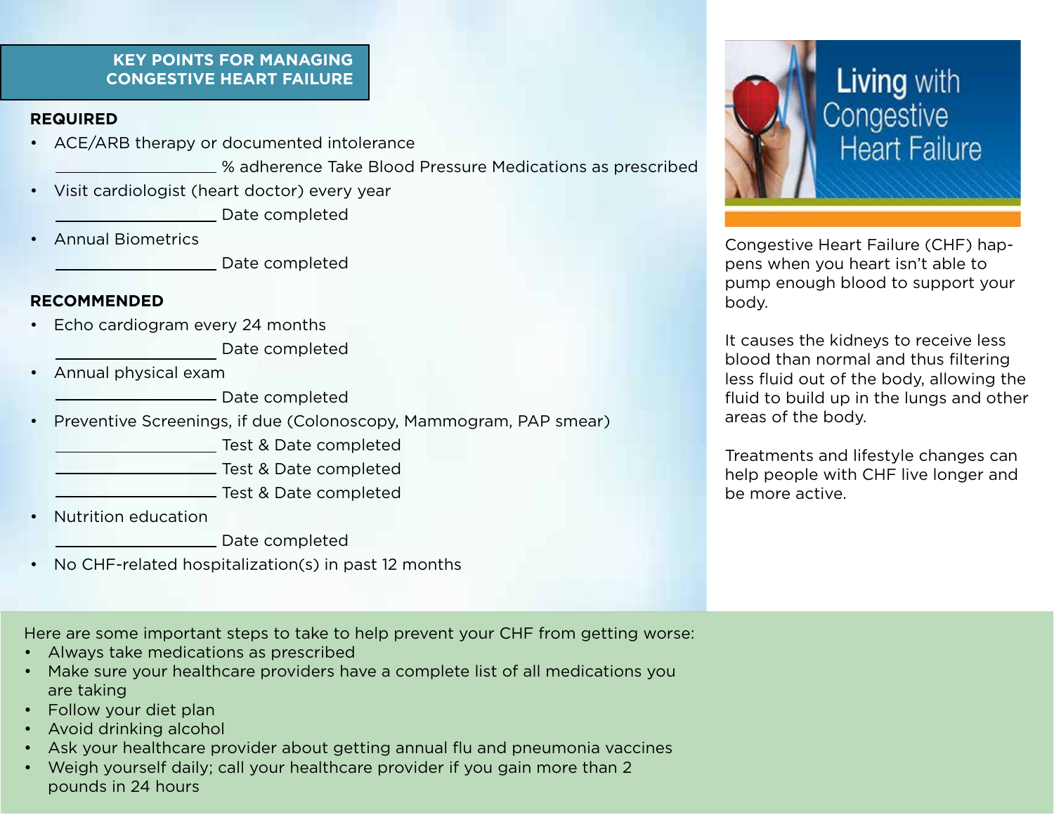## KEY POINTS FOR MANAGING CONGESTIVE HEART FAILURE

**REQUIRED**

- ACE/ARB therapy or documented intolerance
  ______________ % adherence Take Blood Pressure Medications as prescribed
- Visit cardiologist (heart doctor) every year
  ______________ Date completed
- Annual Biometrics
  ______________ Date completed

**RECOMMENDED**

- Echo cardiogram every 24 months
  ______________ Date completed
- Annual physical exam
  ______________ Date completed
- Preventive Screenings, if due (Colonoscopy, Mammogram, PAP smear)
  ______________ Test & Date completed
  ______________ Test & Date completed
  ______________ Test & Date completed
- Nutrition education
  ______________ Date completed
- No CHF-related hospitalization(s) in past 12 months

## Living with Congestive Heart Failure

Congestive Heart Failure (CHF) happens when you heart isn't able to pump enough blood to support your body.

It causes the kidneys to receive less blood than normal and thus filtering less fluid out of the body, allowing the fluid to build up in the lungs and other areas of the body.

Treatments and lifestyle changes can help people with CHF live longer and be more active.

Here are some important steps to take to help prevent your CHF from getting worse:

- Always take medications as prescribed
- Make sure your healthcare providers have a complete list of all medications you are taking
- Follow your diet plan
- Avoid drinking alcohol
- Ask your healthcare provider about getting annual flu and pneumonia vaccines
- Weigh yourself daily; call your healthcare provider if you gain more than 2 pounds in 24 hours